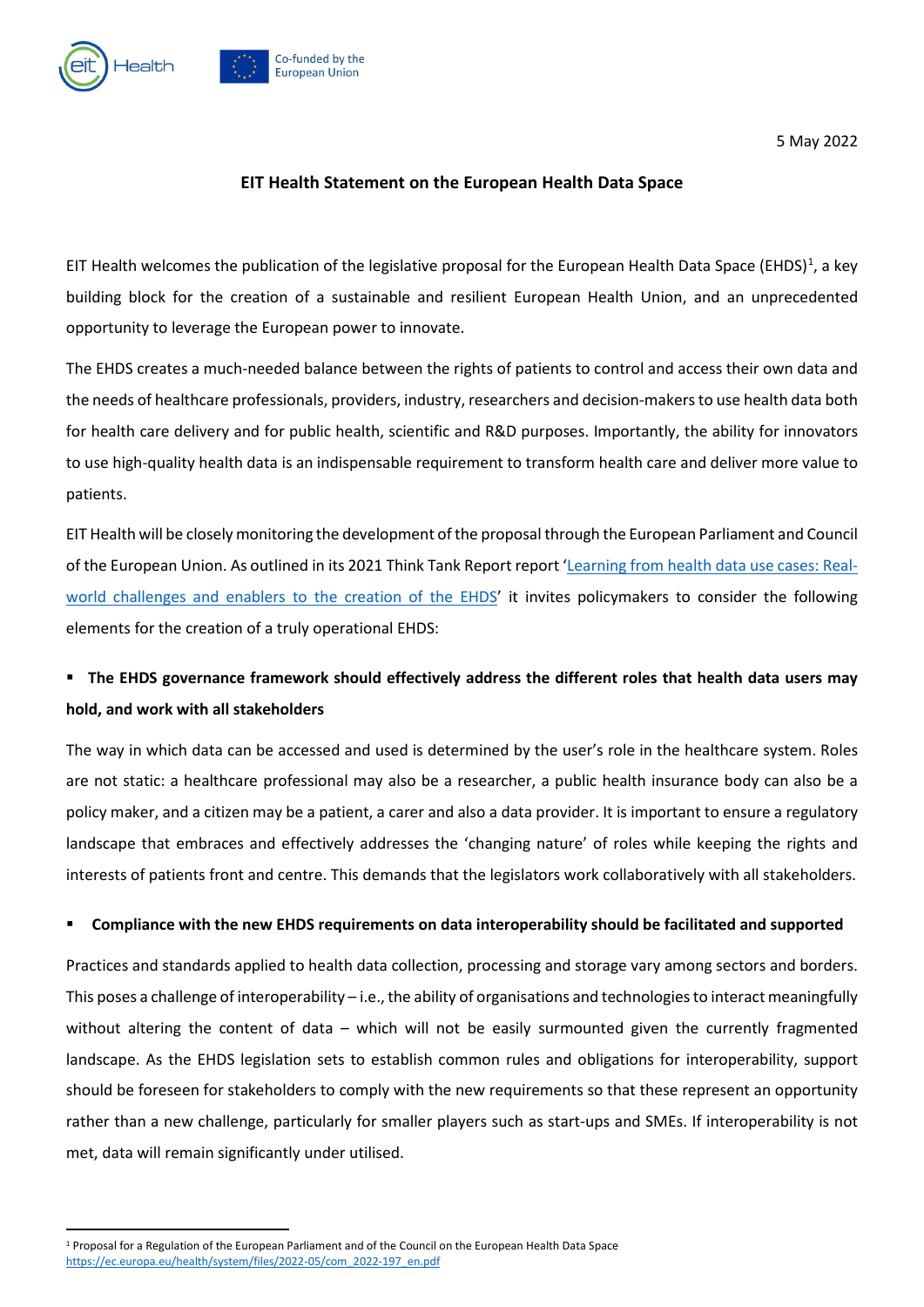5 May 2022

# EIT Health Statement on the European Health Data Space

EIT Health welcomes the publication of the legislative proposal for the European Health Data Space (EHDS)[1], a key building block for the creation of a sustainable and resilient European Health Union, and an unprecedented opportunity to leverage the European power to innovate.

The EHDS creates a much-needed balance between the rights of patients to control and access their own data and the needs of healthcare professionals, providers, industry, researchers and decision-makers to use health data both for health care delivery and for public health, scientific and R&D purposes. Importantly, the ability for innovators to use high-quality health data is an indispensable requirement to transform health care and deliver more value to patients.

EIT Health will be closely monitoring the development of the proposal through the European Parliament and Council of the European Union. As outlined in its 2021 Think Tank Report report '[Learning from health data use cases: Real-world challenges and enablers to the creation of the EHDS]' it invites policymakers to consider the following elements for the creation of a truly operational EHDS:

- **The EHDS governance framework should effectively address the different roles that health data users may hold, and work with all stakeholders**

The way in which data can be accessed and used is determined by the user's role in the healthcare system. Roles are not static: a healthcare professional may also be a researcher, a public health insurance body can also be a policy maker, and a citizen may be a patient, a carer and also a data provider. It is important to ensure a regulatory landscape that embraces and effectively addresses the 'changing nature' of roles while keeping the rights and interests of patients front and centre. This demands that the legislators work collaboratively with all stakeholders.

- **Compliance with the new EHDS requirements on data interoperability should be facilitated and supported**

Practices and standards applied to health data collection, processing and storage vary among sectors and borders. This poses a challenge of interoperability – i.e., the ability of organisations and technologies to interact meaningfully without altering the content of data – which will not be easily surmounted given the currently fragmented landscape. As the EHDS legislation sets to establish common rules and obligations for interoperability, support should be foreseen for stakeholders to comply with the new requirements so that these represent an opportunity rather than a new challenge, particularly for smaller players such as start-ups and SMEs. If interoperability is not met, data will remain significantly under utilised.

---

[1] Proposal for a Regulation of the European Parliament and of the Council on the European Health Data Space https://ec.europa.eu/health/system/files/2022-05/com_2022-197_en.pdf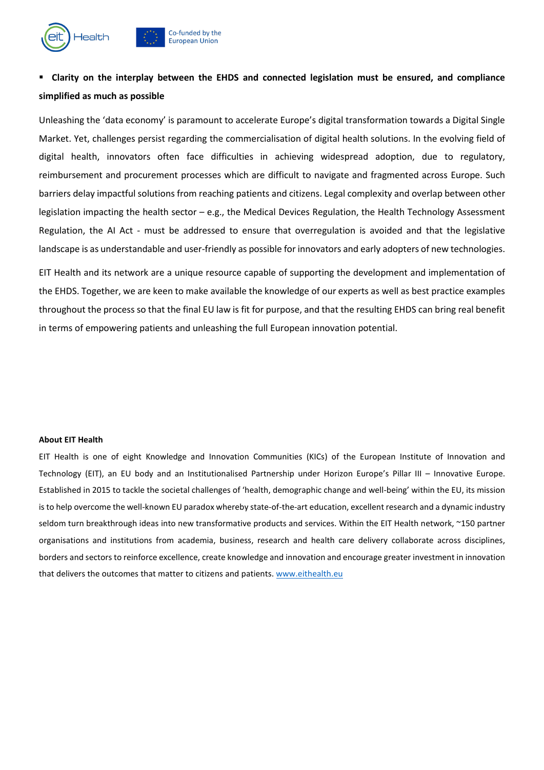- **Clarity on the interplay between the EHDS and connected legislation must be ensured, and compliance simplified as much as possible**

Unleashing the 'data economy' is paramount to accelerate Europe's digital transformation towards a Digital Single Market. Yet, challenges persist regarding the commercialisation of digital health solutions. In the evolving field of digital health, innovators often face difficulties in achieving widespread adoption, due to regulatory, reimbursement and procurement processes which are difficult to navigate and fragmented across Europe. Such barriers delay impactful solutions from reaching patients and citizens. Legal complexity and overlap between other legislation impacting the health sector – e.g., the Medical Devices Regulation, the Health Technology Assessment Regulation, the AI Act - must be addressed to ensure that overregulation is avoided and that the legislative landscape is as understandable and user-friendly as possible for innovators and early adopters of new technologies.

EIT Health and its network are a unique resource capable of supporting the development and implementation of the EHDS. Together, we are keen to make available the knowledge of our experts as well as best practice examples throughout the process so that the final EU law is fit for purpose, and that the resulting EHDS can bring real benefit in terms of empowering patients and unleashing the full European innovation potential.

**About EIT Health**

EIT Health is one of eight Knowledge and Innovation Communities (KICs) of the European Institute of Innovation and Technology (EIT), an EU body and an Institutionalised Partnership under Horizon Europe's Pillar III – Innovative Europe. Established in 2015 to tackle the societal challenges of 'health, demographic change and well-being' within the EU, its mission is to help overcome the well-known EU paradox whereby state-of-the-art education, excellent research and a dynamic industry seldom turn breakthrough ideas into new transformative products and services. Within the EIT Health network, ~150 partner organisations and institutions from academia, business, research and health care delivery collaborate across disciplines, borders and sectors to reinforce excellence, create knowledge and innovation and encourage greater investment in innovation that delivers the outcomes that matter to citizens and patients. [www.eithealth.eu](http://www.eithealth.eu)